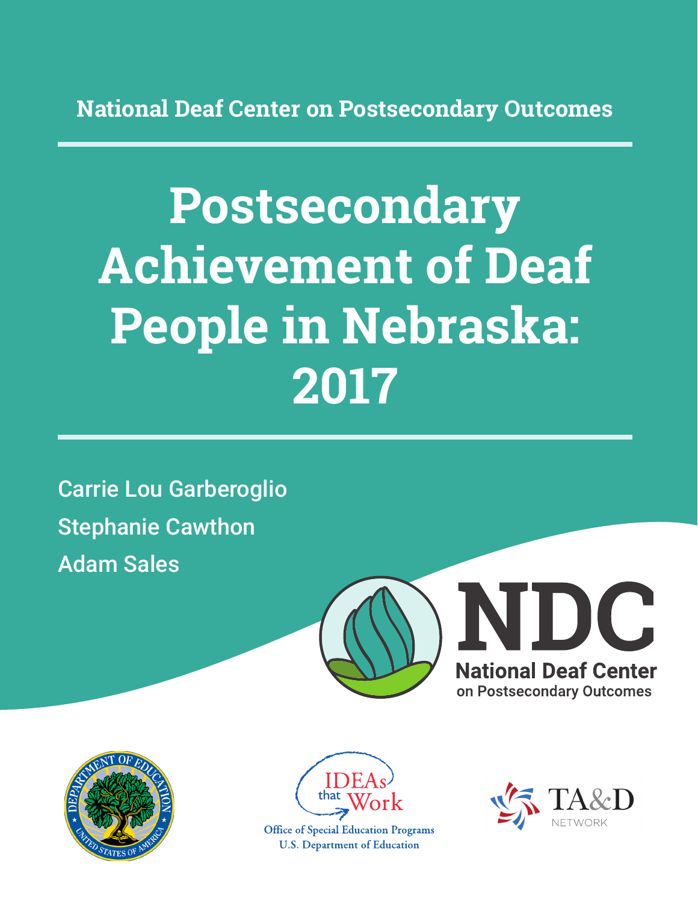National Deaf Center on Postsecondary Outcomes

# Postsecondary Achievement of Deaf People in Nebraska: 2017

Carrie Lou Garberoglio

Stephanie Cawthon

Adam Sales

NDC

National Deaf Center on Postsecondary Outcomes

IDEAs that Work

Office of Special Education Programs
U.S. Department of Education

TA&D NETWORK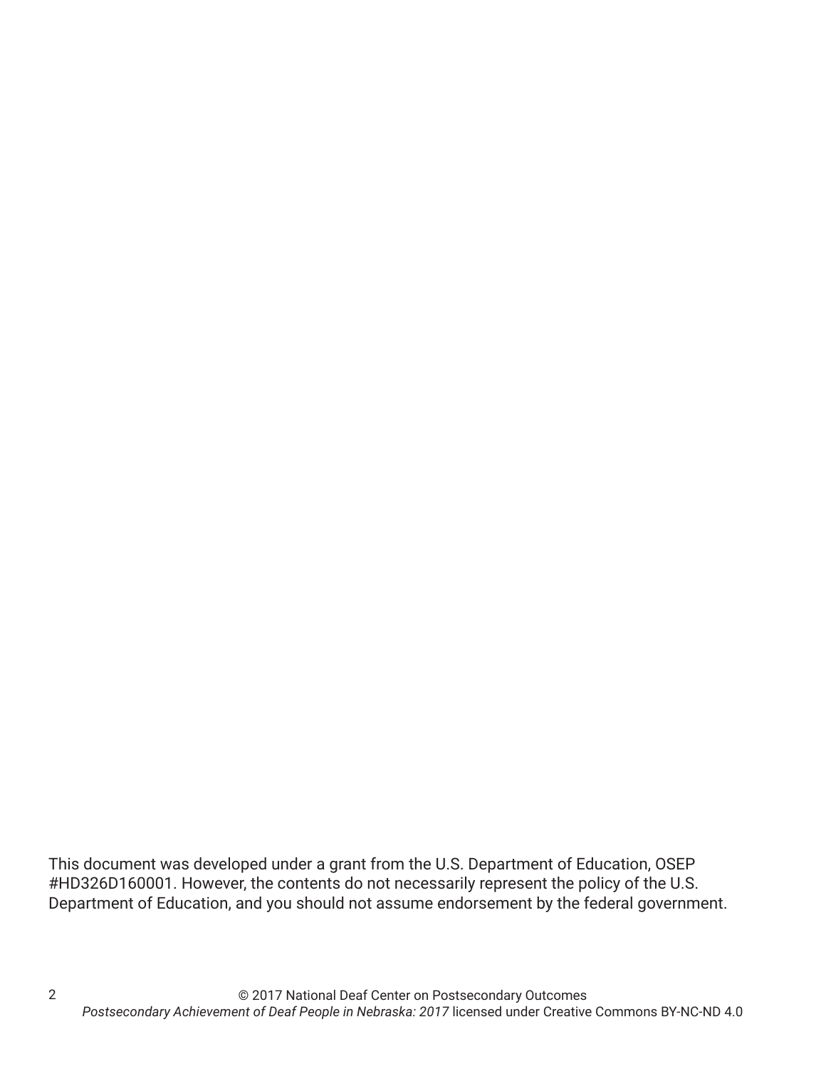This document was developed under a grant from the U.S. Department of Education, OSEP #HD326D160001. However, the contents do not necessarily represent the policy of the U.S. Department of Education, and you should not assume endorsement by the federal government.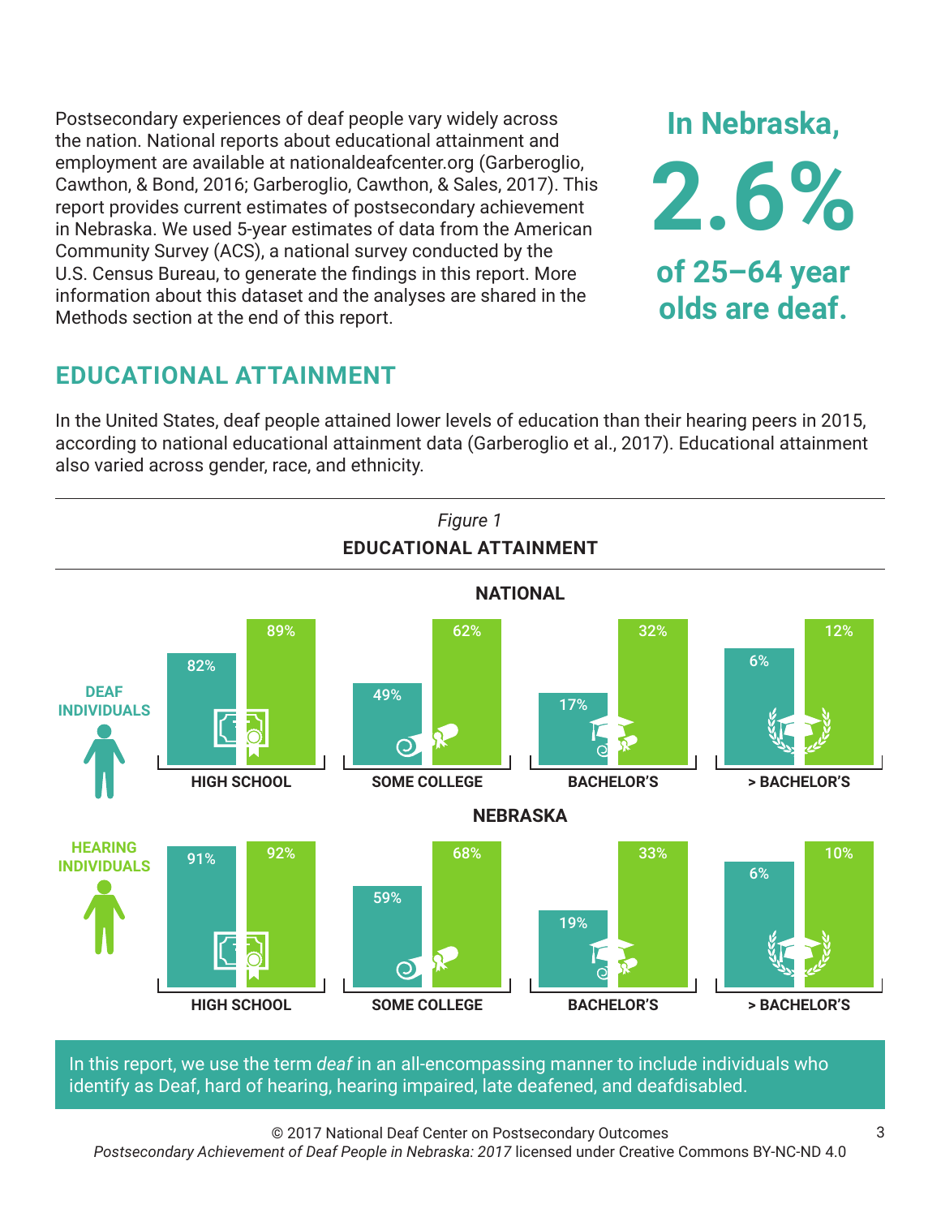Postsecondary experiences of deaf people vary widely across the nation. National reports about educational attainment and employment are available at nationaldeafcenter.org (Garberoglio, Cawthon, & Bond, 2016; Garberoglio, Cawthon, & Sales, 2017). This report provides current estimates of postsecondary achievement in Nebraska. We used 5-year estimates of data from the American Community Survey (ACS), a national survey conducted by the U.S. Census Bureau, to generate the findings in this report. More information about this dataset and the analyses are shared in the Methods section at the end of this report.

**In Nebraska, 2.6% of 25–64 year olds are deaf.**

## EDUCATIONAL ATTAINMENT

In the United States, deaf people attained lower levels of education than their hearing peers in 2015, according to national educational attainment data (Garberoglio et al., 2017). Educational attainment also varied across gender, race, and ethnicity.

*Figure 1*

**EDUCATIONAL ATTAINMENT**

**NATIONAL**

| | HIGH SCHOOL | SOME COLLEGE | BACHELOR'S | > BACHELOR'S |
|---|---|---|---|---|
| DEAF INDIVIDUALS | 82% | 49% | 17% | 6% |
| HEARING INDIVIDUALS | 89% | 62% | 32% | 12% |

**NEBRASKA**

| | HIGH SCHOOL | SOME COLLEGE | BACHELOR'S | > BACHELOR'S |
|---|---|---|---|---|
| DEAF INDIVIDUALS | 91% | 59% | 19% | 6% |
| HEARING INDIVIDUALS | 92% | 68% | 33% | 10% |

In this report, we use the term *deaf* in an all-encompassing manner to include individuals who identify as Deaf, hard of hearing, hearing impaired, late deafened, and deafdisabled.

© 2017 National Deaf Center on Postsecondary Outcomes
*Postsecondary Achievement of Deaf People in Nebraska: 2017* licensed under Creative Commons BY-NC-ND 4.0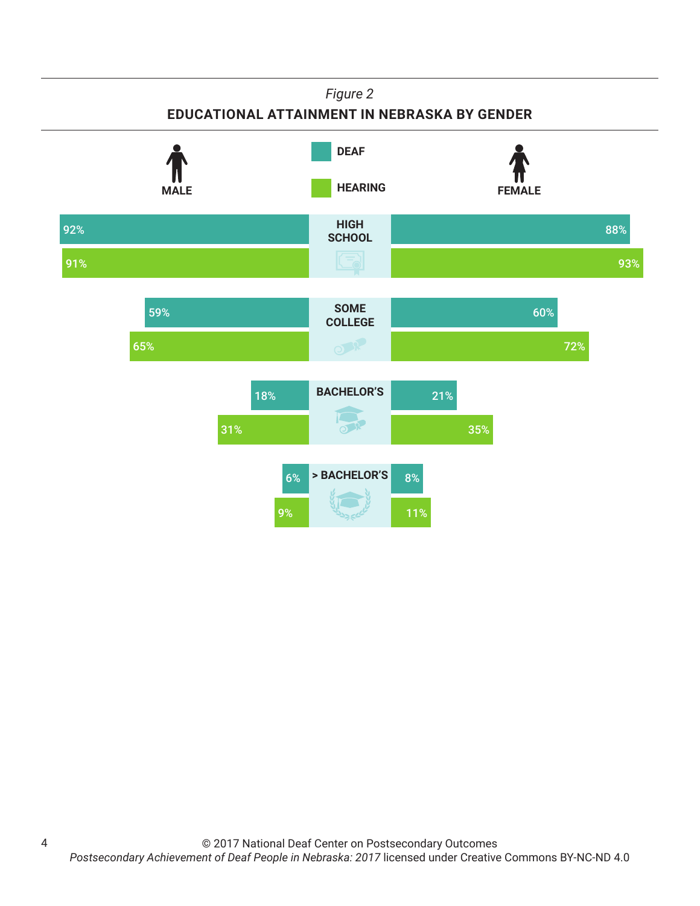*Figure 2*

**EDUCATIONAL ATTAINMENT IN NEBRASKA BY GENDER**

| | Male Deaf | Male Hearing | Female Deaf | Female Hearing |
|---|---|---|---|---|
| HIGH SCHOOL | 92% | 91% | 88% | 93% |
| SOME COLLEGE | 59% | 65% | 60% | 72% |
| BACHELOR'S | 18% | 31% | 21% | 35% |
| > BACHELOR'S | 6% | 9% | 8% | 11% |

© 2017 National Deaf Center on Postsecondary Outcomes
*Postsecondary Achievement of Deaf People in Nebraska: 2017* licensed under Creative Commons BY-NC-ND 4.0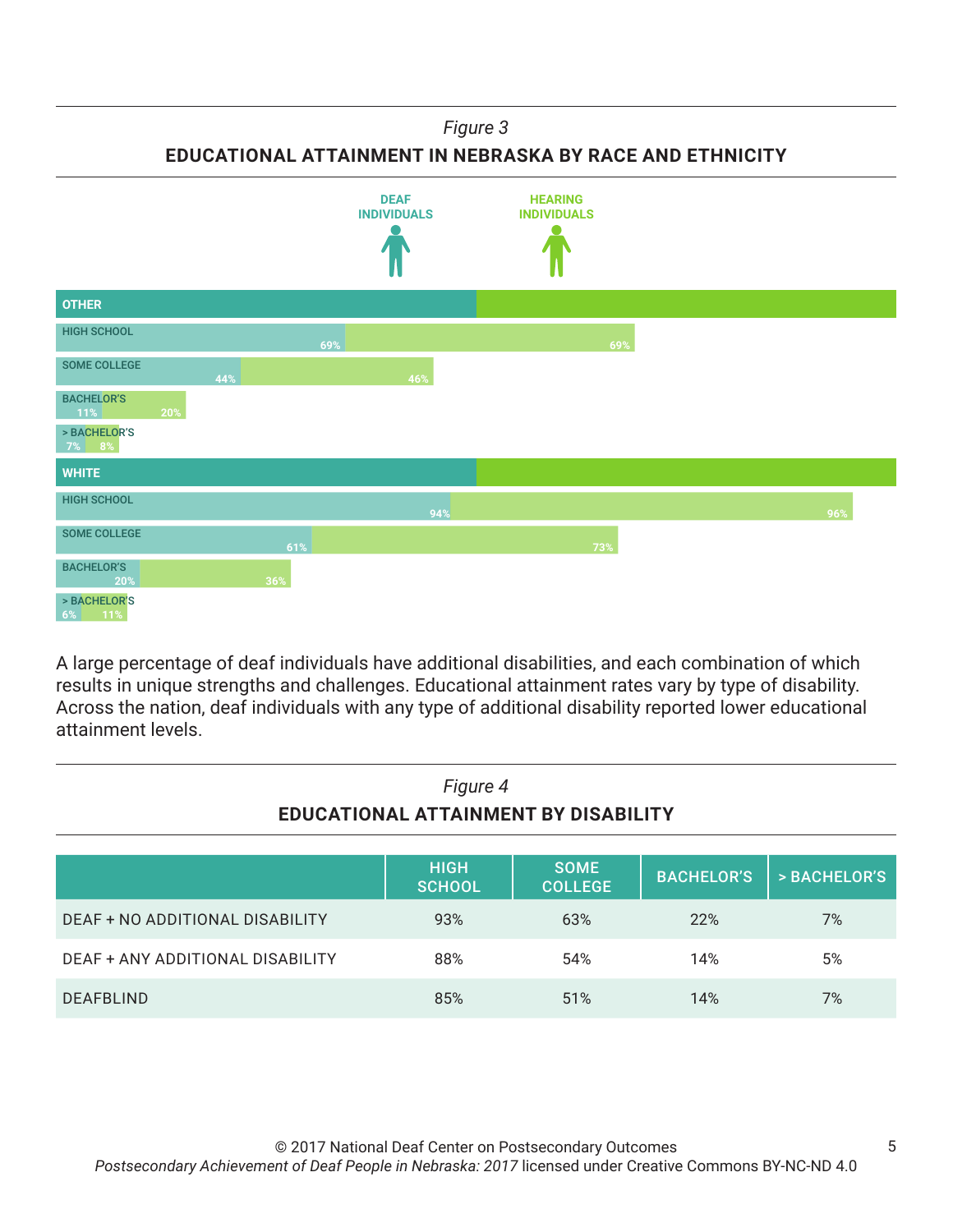*Figure 3*

**EDUCATIONAL ATTAINMENT IN NEBRASKA BY RACE AND ETHNICITY**

| | DEAF INDIVIDUALS | HEARING INDIVIDUALS |
|---|---|---|
| **OTHER** | | |
| HIGH SCHOOL | 69% | 69% |
| SOME COLLEGE | 44% | 46% |
| BACHELOR'S | 11% | 20% |
| > BACHELOR'S | 7% | 8% |
| **WHITE** | | |
| HIGH SCHOOL | 94% | 96% |
| SOME COLLEGE | 61% | 73% |
| BACHELOR'S | 20% | 36% |
| > BACHELOR'S | 6% | 11% |

A large percentage of deaf individuals have additional disabilities, and each combination of which results in unique strengths and challenges. Educational attainment rates vary by type of disability. Across the nation, deaf individuals with any type of additional disability reported lower educational attainment levels.

*Figure 4*

**EDUCATIONAL ATTAINMENT BY DISABILITY**

| | HIGH SCHOOL | SOME COLLEGE | BACHELOR'S | > BACHELOR'S |
|---|---|---|---|---|
| DEAF + NO ADDITIONAL DISABILITY | 93% | 63% | 22% | 7% |
| DEAF + ANY ADDITIONAL DISABILITY | 88% | 54% | 14% | 5% |
| DEAFBLIND | 85% | 51% | 14% | 7% |

© 2017 National Deaf Center on Postsecondary Outcomes
*Postsecondary Achievement of Deaf People in Nebraska: 2017* licensed under Creative Commons BY-NC-ND 4.0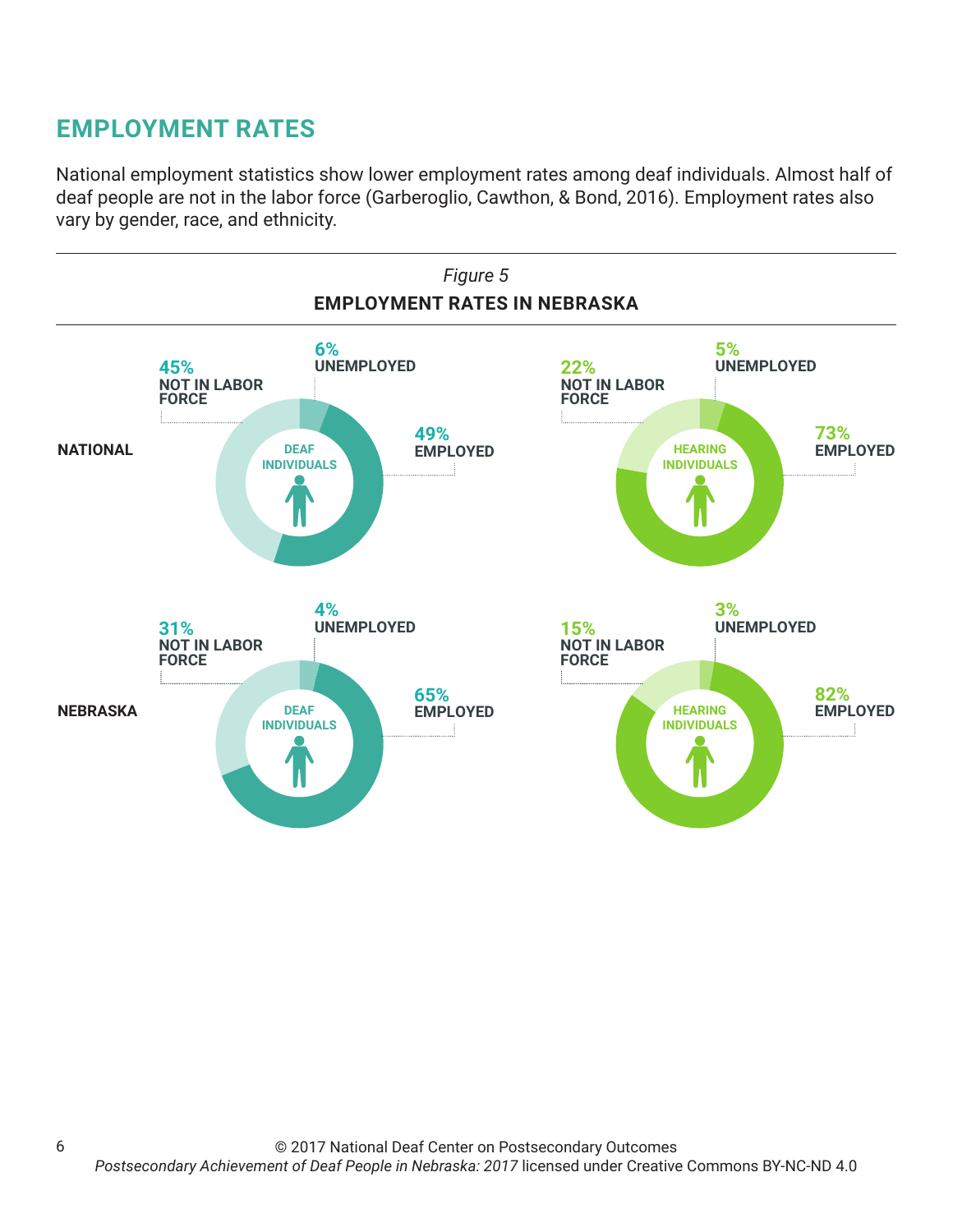## EMPLOYMENT RATES

National employment statistics show lower employment rates among deaf individuals. Almost half of deaf people are not in the labor force (Garberoglio, Cawthon, & Bond, 2016). Employment rates also vary by gender, race, and ethnicity.

*Figure 5*

**EMPLOYMENT RATES IN NEBRASKA**

| | | Employed | Unemployed | Not in Labor Force |
|---|---|---|---|---|
| NATIONAL | DEAF INDIVIDUALS | 49% | 6% | 45% |
| NATIONAL | HEARING INDIVIDUALS | 73% | 5% | 22% |
| NEBRASKA | DEAF INDIVIDUALS | 65% | 4% | 31% |
| NEBRASKA | HEARING INDIVIDUALS | 82% | 3% | 15% |

© 2017 National Deaf Center on Postsecondary Outcomes
*Postsecondary Achievement of Deaf People in Nebraska: 2017* licensed under Creative Commons BY-NC-ND 4.0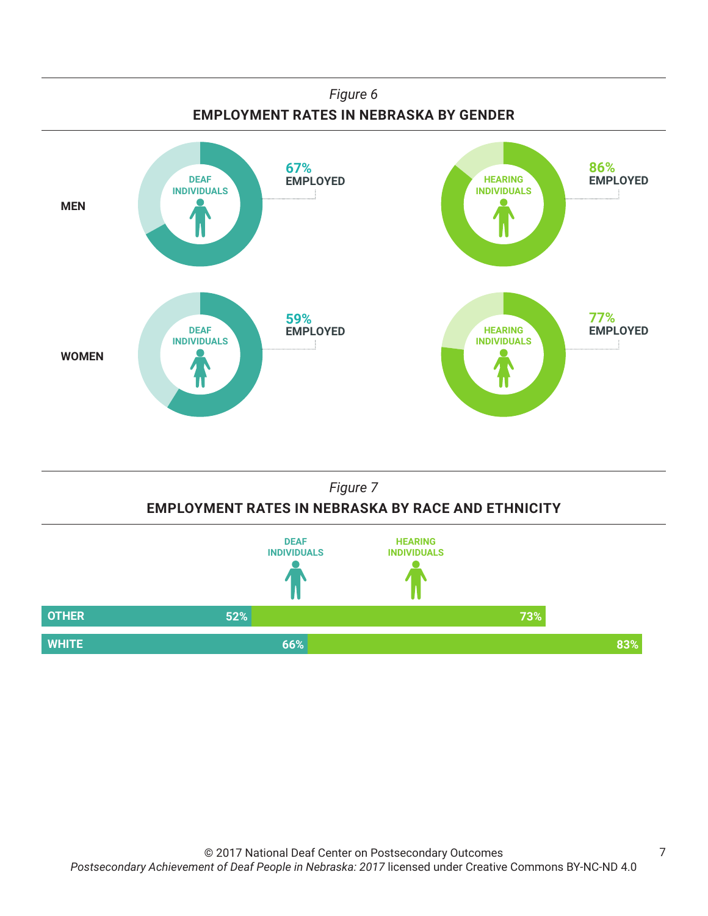*Figure 6*

**EMPLOYMENT RATES IN NEBRASKA BY GENDER**

| | DEAF INDIVIDUALS | HEARING INDIVIDUALS |
|---|---|---|
| **MEN** | 67% EMPLOYED | 86% EMPLOYED |
| **WOMEN** | 59% EMPLOYED | 77% EMPLOYED |

*Figure 7*

**EMPLOYMENT RATES IN NEBRASKA BY RACE AND ETHNICITY**

| | DEAF INDIVIDUALS | HEARING INDIVIDUALS |
|---|---|---|
| **OTHER** | 52% | 73% |
| **WHITE** | 66% | 83% |

© 2017 National Deaf Center on Postsecondary Outcomes
*Postsecondary Achievement of Deaf People in Nebraska: 2017* licensed under Creative Commons BY-NC-ND 4.0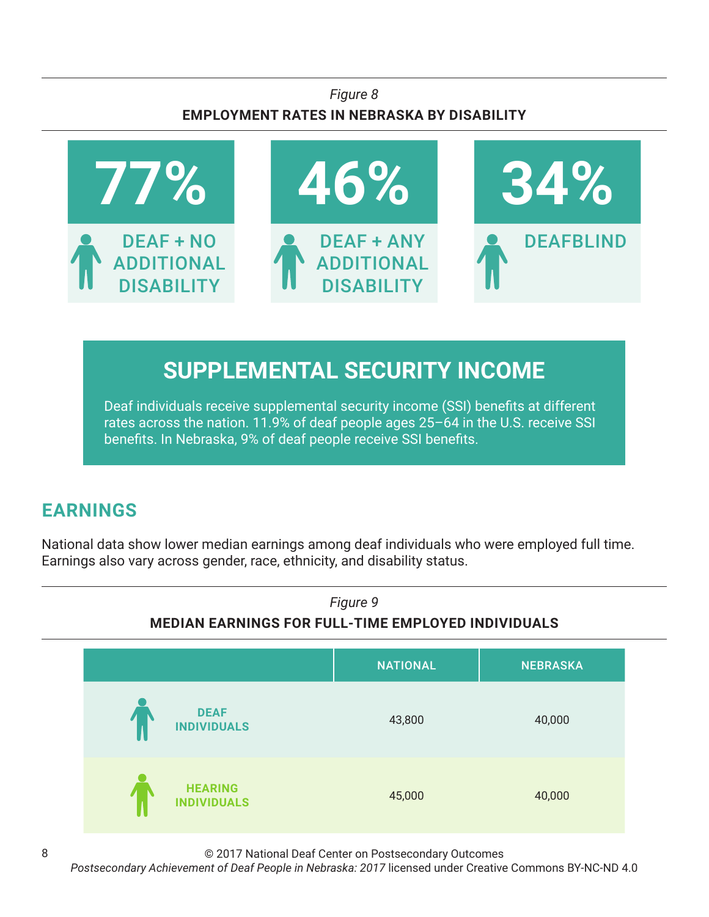*Figure 8*

**EMPLOYMENT RATES IN NEBRASKA BY DISABILITY**

| 77% | 46% | 34% |
| --- | --- | --- |
| DEAF + NO ADDITIONAL DISABILITY | DEAF + ANY ADDITIONAL DISABILITY | DEAFBLIND |

## SUPPLEMENTAL SECURITY INCOME

Deaf individuals receive supplemental security income (SSI) benefits at different rates across the nation. 11.9% of deaf people ages 25–64 in the U.S. receive SSI benefits. In Nebraska, 9% of deaf people receive SSI benefits.

## EARNINGS

National data show lower median earnings among deaf individuals who were employed full time. Earnings also vary across gender, race, ethnicity, and disability status.

*Figure 9*

**MEDIAN EARNINGS FOR FULL-TIME EMPLOYED INDIVIDUALS**

| | NATIONAL | NEBRASKA |
| --- | --- | --- |
| DEAF INDIVIDUALS | 43,800 | 40,000 |
| HEARING INDIVIDUALS | 45,000 | 40,000 |

© 2017 National Deaf Center on Postsecondary Outcomes
*Postsecondary Achievement of Deaf People in Nebraska: 2017* licensed under Creative Commons BY-NC-ND 4.0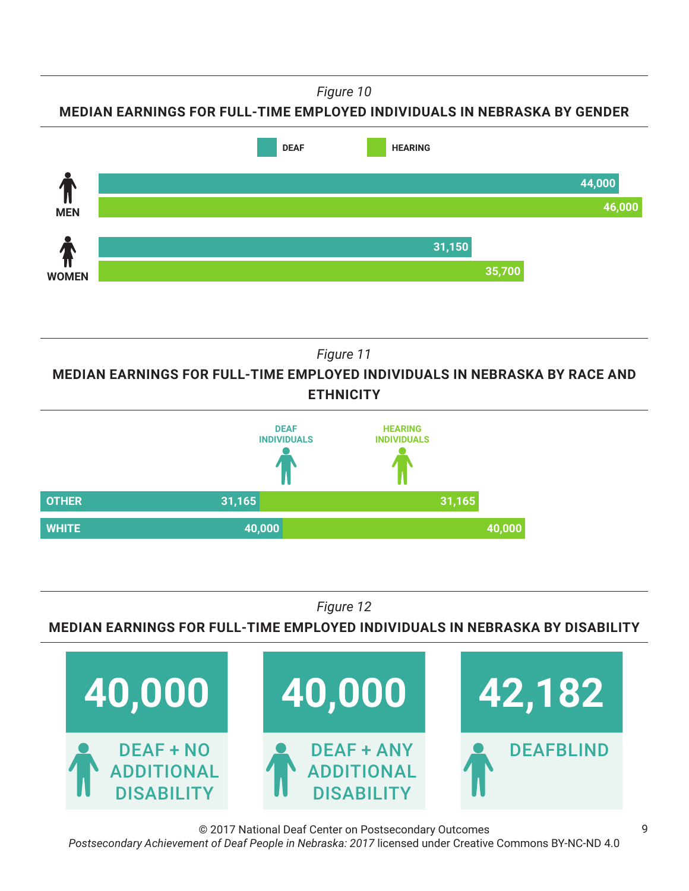*Figure 10*

**MEDIAN EARNINGS FOR FULL-TIME EMPLOYED INDIVIDUALS IN NEBRASKA BY GENDER**

| | DEAF | HEARING |
|---|---|---|
| MEN | 44,000 | 46,000 |
| WOMEN | 31,150 | 35,700 |

*Figure 11*

**MEDIAN EARNINGS FOR FULL-TIME EMPLOYED INDIVIDUALS IN NEBRASKA BY RACE AND ETHNICITY**

| | DEAF INDIVIDUALS | HEARING INDIVIDUALS |
|---|---|---|
| OTHER | 31,165 | 31,165 |
| WHITE | 40,000 | 40,000 |

*Figure 12*

**MEDIAN EARNINGS FOR FULL-TIME EMPLOYED INDIVIDUALS IN NEBRASKA BY DISABILITY**

| DEAF + NO ADDITIONAL DISABILITY | DEAF + ANY ADDITIONAL DISABILITY | DEAFBLIND |
|---|---|---|
| 40,000 | 40,000 | 42,182 |

© 2017 National Deaf Center on Postsecondary Outcomes
*Postsecondary Achievement of Deaf People in Nebraska: 2017* licensed under Creative Commons BY-NC-ND 4.0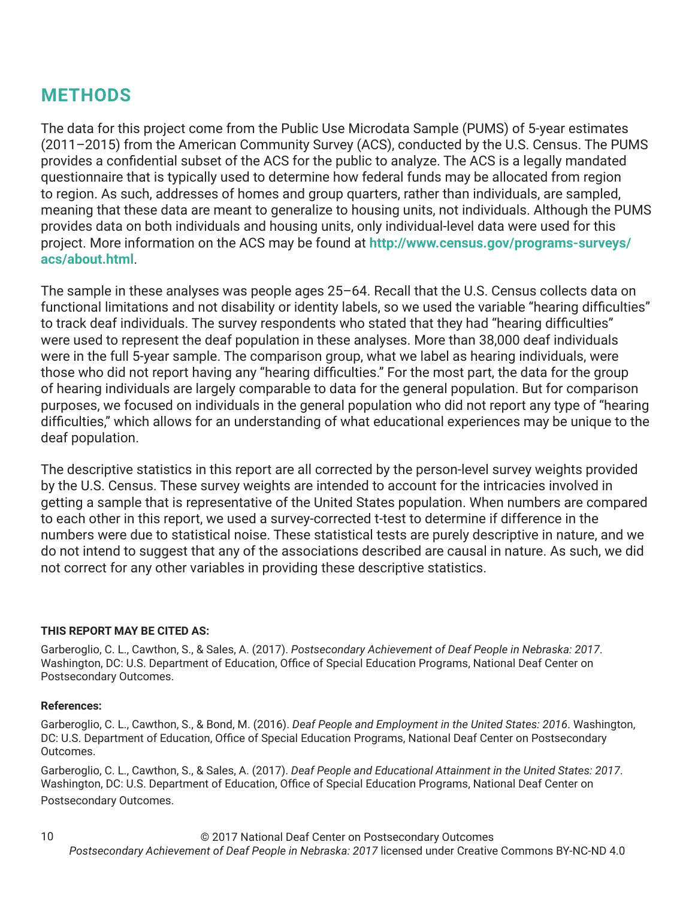## METHODS

The data for this project come from the Public Use Microdata Sample (PUMS) of 5-year estimates (2011–2015) from the American Community Survey (ACS), conducted by the U.S. Census. The PUMS provides a confidential subset of the ACS for the public to analyze. The ACS is a legally mandated questionnaire that is typically used to determine how federal funds may be allocated from region to region. As such, addresses of homes and group quarters, rather than individuals, are sampled, meaning that these data are meant to generalize to housing units, not individuals. Although the PUMS provides data on both individuals and housing units, only individual-level data were used for this project. More information on the ACS may be found at **http://www.census.gov/programs-surveys/acs/about.html**.

The sample in these analyses was people ages 25–64. Recall that the U.S. Census collects data on functional limitations and not disability or identity labels, so we used the variable "hearing difficulties" to track deaf individuals. The survey respondents who stated that they had "hearing difficulties" were used to represent the deaf population in these analyses. More than 38,000 deaf individuals were in the full 5-year sample. The comparison group, what we label as hearing individuals, were those who did not report having any "hearing difficulties." For the most part, the data for the group of hearing individuals are largely comparable to data for the general population. But for comparison purposes, we focused on individuals in the general population who did not report any type of "hearing difficulties," which allows for an understanding of what educational experiences may be unique to the deaf population.

The descriptive statistics in this report are all corrected by the person-level survey weights provided by the U.S. Census. These survey weights are intended to account for the intricacies involved in getting a sample that is representative of the United States population. When numbers are compared to each other in this report, we used a survey-corrected t-test to determine if difference in the numbers were due to statistical noise. These statistical tests are purely descriptive in nature, and we do not intend to suggest that any of the associations described are causal in nature. As such, we did not correct for any other variables in providing these descriptive statistics.

**THIS REPORT MAY BE CITED AS:**

Garberoglio, C. L., Cawthon, S., & Sales, A. (2017). *Postsecondary Achievement of Deaf People in Nebraska: 2017*. Washington, DC: U.S. Department of Education, Office of Special Education Programs, National Deaf Center on Postsecondary Outcomes.

**References:**

Garberoglio, C. L., Cawthon, S., & Bond, M. (2016). *Deaf People and Employment in the United States: 2016*. Washington, DC: U.S. Department of Education, Office of Special Education Programs, National Deaf Center on Postsecondary Outcomes.

Garberoglio, C. L., Cawthon, S., & Sales, A. (2017). *Deaf People and Educational Attainment in the United States: 2017*. Washington, DC: U.S. Department of Education, Office of Special Education Programs, National Deaf Center on Postsecondary Outcomes.

© 2017 National Deaf Center on Postsecondary Outcomes
*Postsecondary Achievement of Deaf People in Nebraska: 2017* licensed under Creative Commons BY-NC-ND 4.0